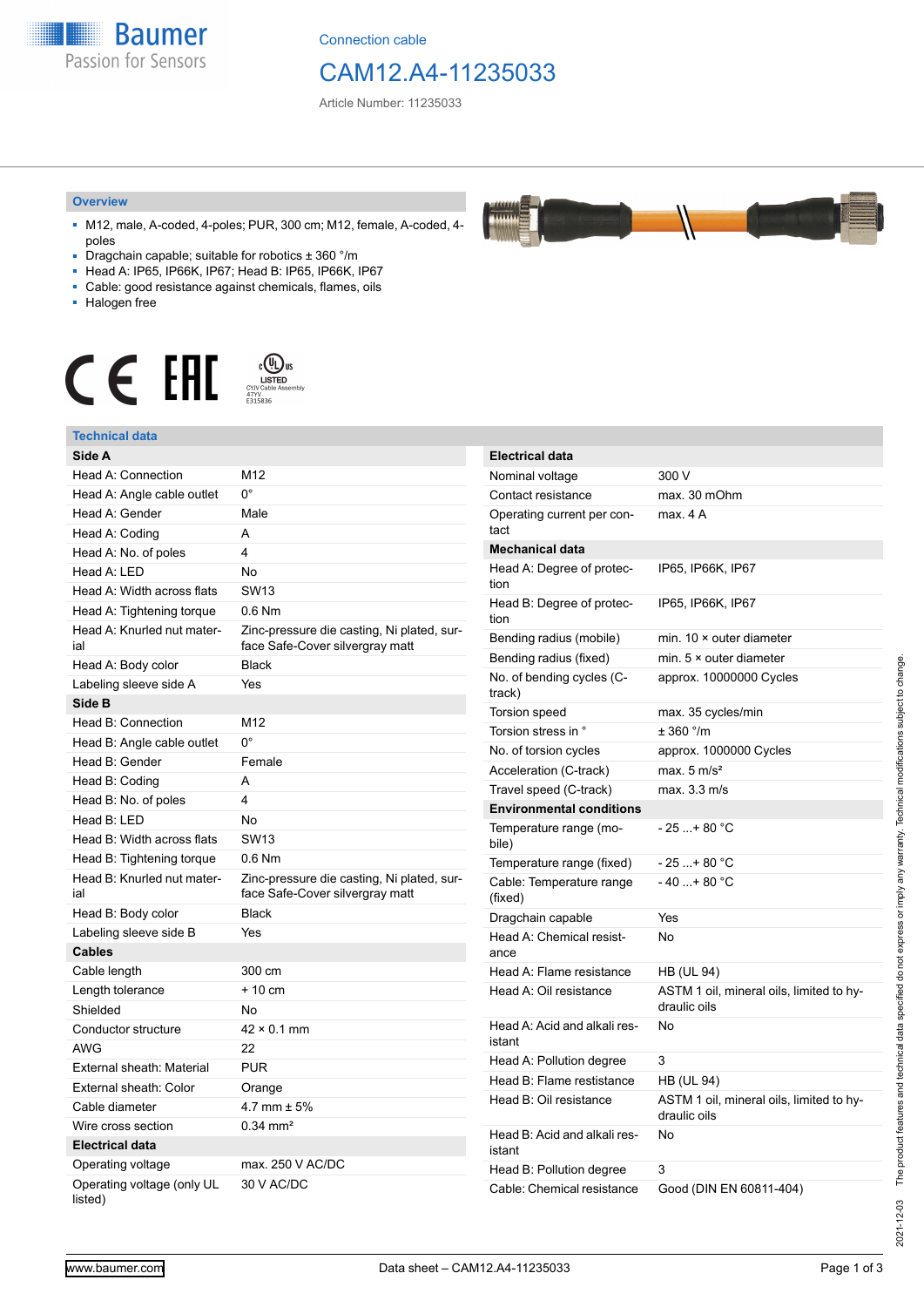Connection cable

# CAM12.A4-11235033

Article Number: 11235033

## Overview

- M12, male, A-coded, 4-poles; PUR, 300 cm; M12, female, A-coded, 4-poles
- Dragchain capable; suitable for robotics ± 360 °/m
- Head A: IP65, IP66K, IP67; Head B: IP65, IP66K, IP67
- Cable: good resistance against chemicals, flames, oils
- Halogen free

## Technical data

| Side A | |
|---|---|
| Head A: Connection | M12 |
| Head A: Angle cable outlet | 0° |
| Head A: Gender | Male |
| Head A: Coding | A |
| Head A: No. of poles | 4 |
| Head A: LED | No |
| Head A: Width across flats | SW13 |
| Head A: Tightening torque | 0.6 Nm |
| Head A: Knurled nut material | Zinc-pressure die casting, Ni plated, surface Safe-Cover silvergray matt |
| Head A: Body color | Black |
| Labeling sleeve side A | Yes |
| **Side B** | |
| Head B: Connection | M12 |
| Head B: Angle cable outlet | 0° |
| Head B: Gender | Female |
| Head B: Coding | A |
| Head B: No. of poles | 4 |
| Head B: LED | No |
| Head B: Width across flats | SW13 |
| Head B: Tightening torque | 0.6 Nm |
| Head B: Knurled nut material | Zinc-pressure die casting, Ni plated, surface Safe-Cover silvergray matt |
| Head B: Body color | Black |
| Labeling sleeve side B | Yes |
| **Cables** | |
| Cable length | 300 cm |
| Length tolerance | + 10 cm |
| Shielded | No |
| Conductor structure | 42 × 0.1 mm |
| AWG | 22 |
| External sheath: Material | PUR |
| External sheath: Color | Orange |
| Cable diameter | 4.7 mm ± 5% |
| Wire cross section | 0.34 mm² |
| **Electrical data** | |
| Operating voltage | max. 250 V AC/DC |
| Operating voltage (only UL listed) | 30 V AC/DC |

| Electrical data | |
|---|---|
| Nominal voltage | 300 V |
| Contact resistance | max. 30 mOhm |
| Operating current per contact | max. 4 A |
| **Mechanical data** | |
| Head A: Degree of protection | IP65, IP66K, IP67 |
| Head B: Degree of protection | IP65, IP66K, IP67 |
| Bending radius (mobile) | min. 10 × outer diameter |
| Bending radius (fixed) | min. 5 × outer diameter |
| No. of bending cycles (C-track) | approx. 10000000 Cycles |
| Torsion speed | max. 35 cycles/min |
| Torsion stress in ° | ± 360 °/m |
| No. of torsion cycles | approx. 1000000 Cycles |
| Acceleration (C-track) | max. 5 m/s² |
| Travel speed (C-track) | max. 3.3 m/s |
| **Environmental conditions** | |
| Temperature range (mobile) | - 25 ...+ 80 °C |
| Temperature range (fixed) | - 25 ...+ 80 °C |
| Cable: Temperature range (fixed) | - 40 ...+ 80 °C |
| Dragchain capable | Yes |
| Head A: Chemical resistance | No |
| Head A: Flame resistance | HB (UL 94) |
| Head A: Oil resistance | ASTM 1 oil, mineral oils, limited to hydraulic oils |
| Head A: Acid and alkali resistant | No |
| Head A: Pollution degree | 3 |
| Head B: Flame resistance | HB (UL 94) |
| Head B: Oil resistance | ASTM 1 oil, mineral oils, limited to hydraulic oils |
| Head B: Acid and alkali resistant | No |
| Head B: Pollution degree | 3 |
| Cable: Chemical resistance | Good (DIN EN 60811-404) |

2021-12-03 The product features and technical data specified do not express or imply any warranty. Technical modifications subject to change.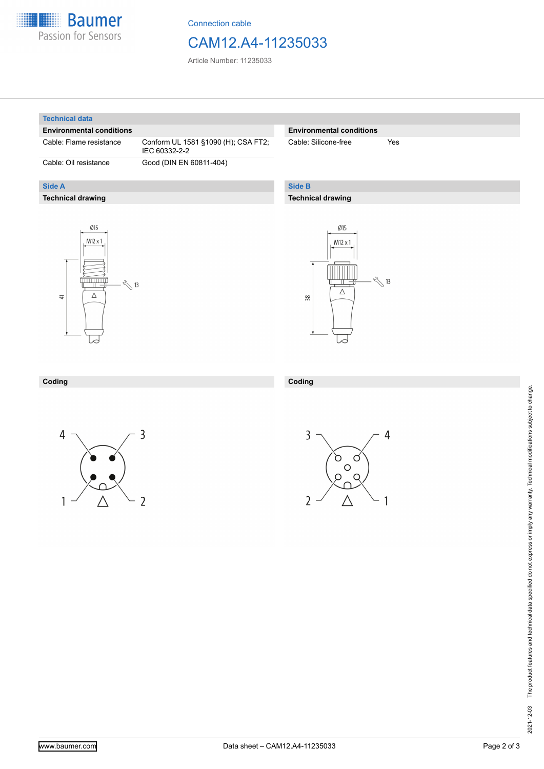Connection cable

# CAM12.A4-11235033

Article Number: 11235033

## Technical data

| Environmental conditions | |
|---|---|
| Cable: Flame resistance | Conform UL 1581 §1090 (H); CSA FT2; IEC 60332-2-2 |
| Cable: Oil resistance | Good (DIN EN 60811-404) |

| Environmental conditions | |
|---|---|
| Cable: Silicone-free | Yes |

## Side A

### Technical drawing

Ø15

M12 x 1

41

13

### Coding

4 3 1 2

## Side B

### Technical drawing

Ø15

M12 x 1

38

13

### Coding

3 4 2 1

The product features and technical data specified do not express or imply any warranty. Technical modifications subject to change.

2021-12-03

www.baumer.com

Data sheet – CAM12.A4-11235033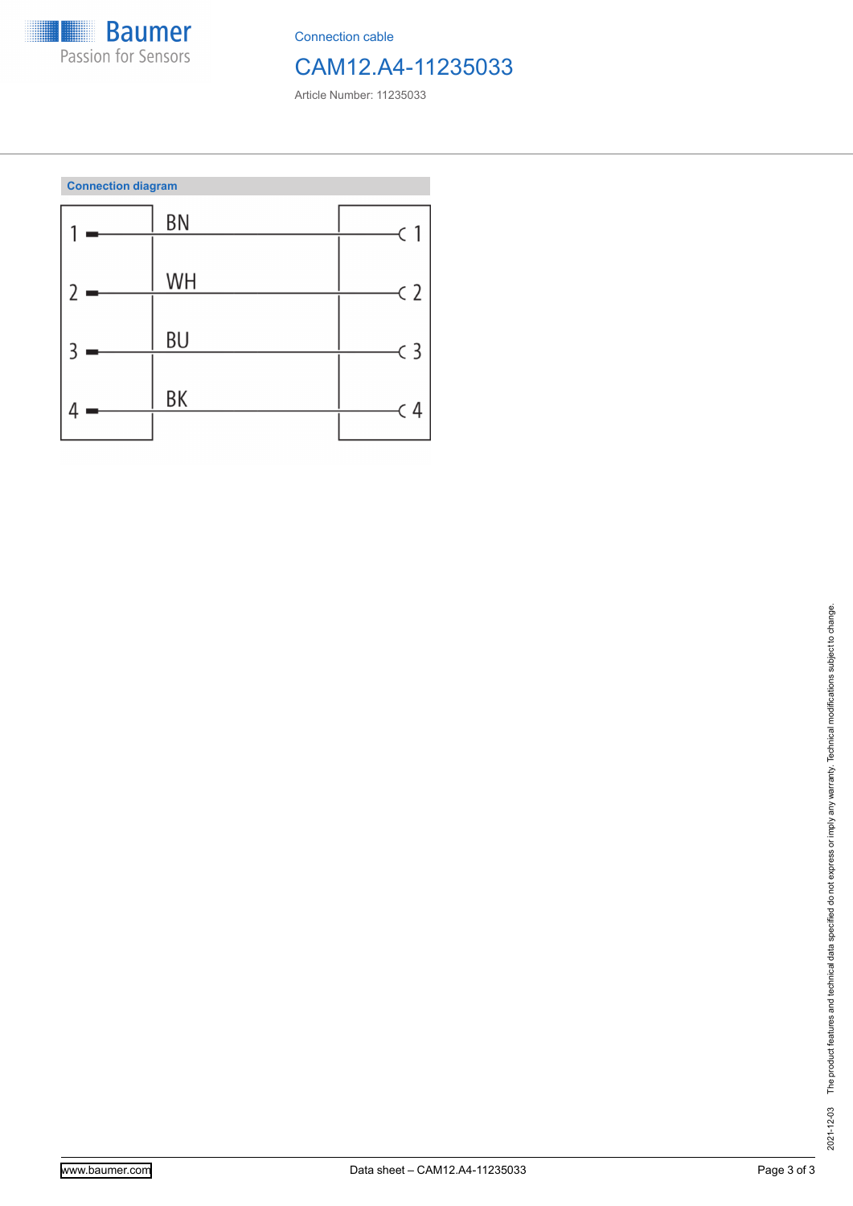Connection cable

# CAM12.A4-11235033

Article Number: 11235033

## Connection diagram

1 BN 1
2 WH 2
3 BU 3
4 BK 4

2021-12-03 The product features and technical data specified do not express or imply any warranty. Technical modifications subject to change.